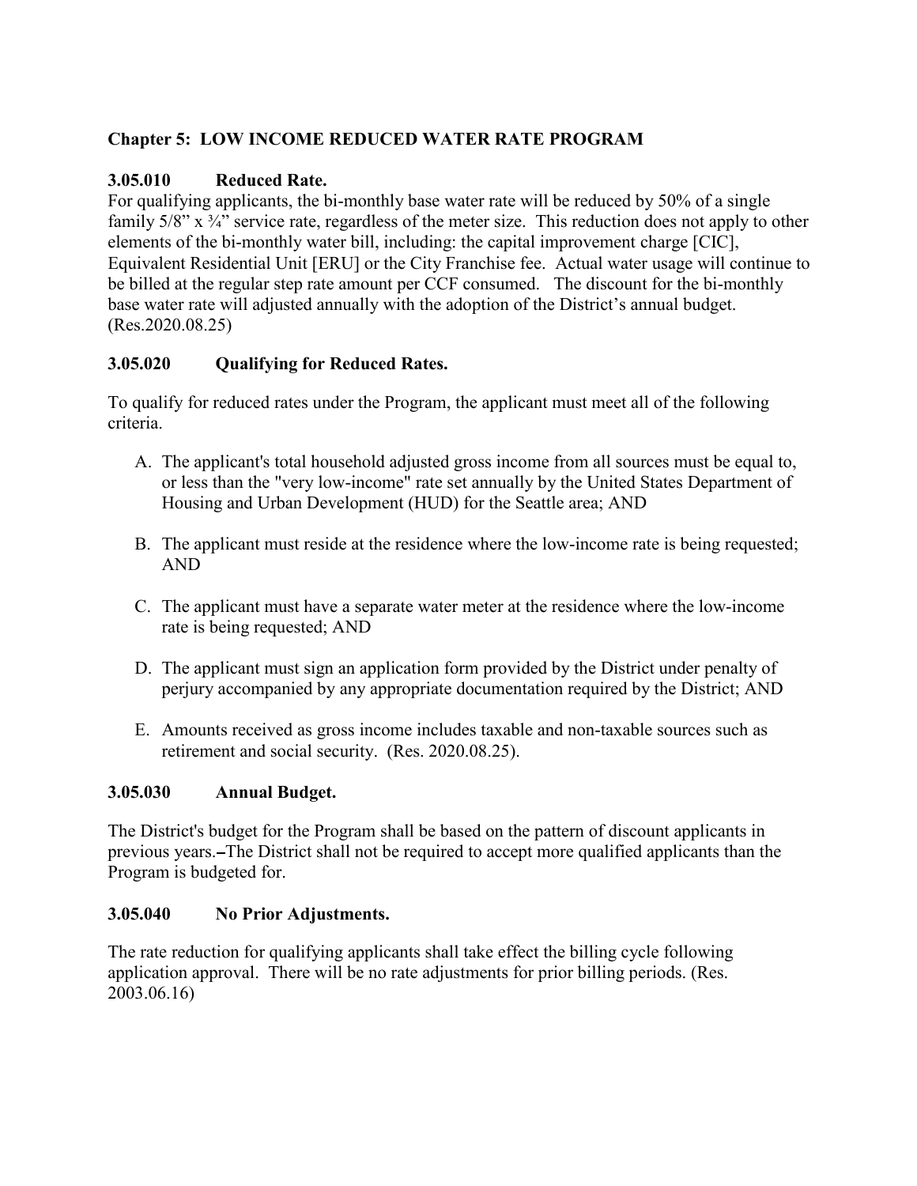## Chapter 5: LOW INCOME REDUCED WATER RATE PROGRAM

### 3.05.010 Reduced Rate.

For qualifying applicants, the bi-monthly base water rate will be reduced by 50% of a single family 5/8" x ¾" service rate, regardless of the meter size. This reduction does not apply to other elements of the bi-monthly water bill, including: the capital improvement charge [CIC], Equivalent Residential Unit [ERU] or the City Franchise fee. Actual water usage will continue to be billed at the regular step rate amount per CCF consumed. The discount for the bi-monthly base water rate will adjusted annually with the adoption of the District's annual budget. (Res.2020.08.25)

### 3.05.020 Qualifying for Reduced Rates.

To qualify for reduced rates under the Program, the applicant must meet all of the following criteria.

A. The applicant's total household adjusted gross income from all sources must be equal to, or less than the "very low-income" rate set annually by the United States Department of Housing and Urban Development (HUD) for the Seattle area; AND

B. The applicant must reside at the residence where the low-income rate is being requested; AND

C. The applicant must have a separate water meter at the residence where the low-income rate is being requested; AND

D. The applicant must sign an application form provided by the District under penalty of perjury accompanied by any appropriate documentation required by the District; AND

E. Amounts received as gross income includes taxable and non-taxable sources such as retirement and social security. (Res. 2020.08.25).

### 3.05.030 Annual Budget.

The District's budget for the Program shall be based on the pattern of discount applicants in previous years.–The District shall not be required to accept more qualified applicants than the Program is budgeted for.

### 3.05.040 No Prior Adjustments.

The rate reduction for qualifying applicants shall take effect the billing cycle following application approval. There will be no rate adjustments for prior billing periods. (Res. 2003.06.16)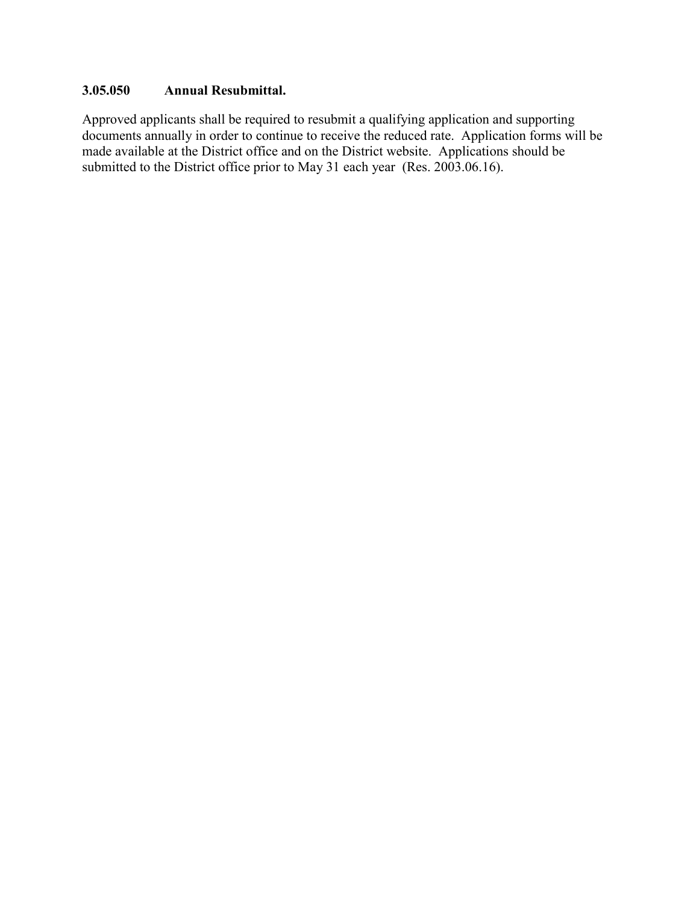**3.05.050 Annual Resubmittal.**

Approved applicants shall be required to resubmit a qualifying application and supporting documents annually in order to continue to receive the reduced rate. Application forms will be made available at the District office and on the District website. Applications should be submitted to the District office prior to May 31 each year (Res. 2003.06.16).